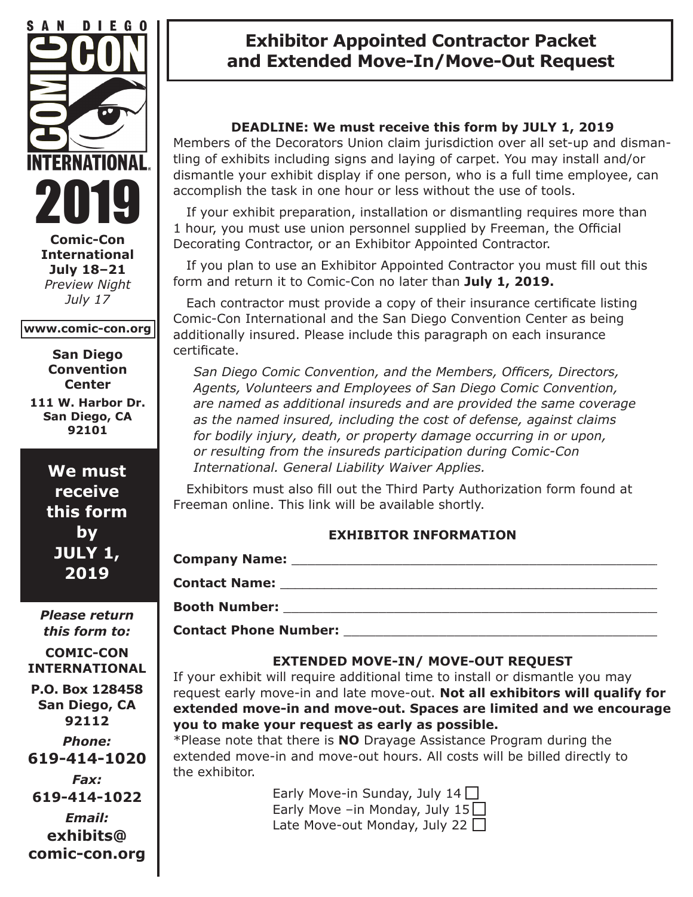SAN DIEGO COMIC-CON INTERNATIONAL 2019

**Comic-Con International**
**July 18–21**
*Preview Night*
*July 17*

www.comic-con.org

**San Diego Convention Center**
**111 W. Harbor Dr.**
**San Diego, CA 92101**

**We must receive this form by JULY 1, 2019**

***Please return this form to:***

**COMIC-CON INTERNATIONAL**
**P.O. Box 128458**
**San Diego, CA 92112**

***Phone:***
**619-414-1020**

***Fax:***
**619-414-1022**

***Email:***
**exhibits@comic-con.org**

# Exhibitor Appointed Contractor Packet and Extended Move-In/Move-Out Request

**DEADLINE: We must receive this form by JULY 1, 2019**

Members of the Decorators Union claim jurisdiction over all set-up and dismantling of exhibits including signs and laying of carpet. You may install and/or dismantle your exhibit display if one person, who is a full time employee, can accomplish the task in one hour or less without the use of tools.

If your exhibit preparation, installation or dismantling requires more than 1 hour, you must use union personnel supplied by Freeman, the Official Decorating Contractor, or an Exhibitor Appointed Contractor.

If you plan to use an Exhibitor Appointed Contractor you must fill out this form and return it to Comic-Con no later than **July 1, 2019.**

Each contractor must provide a copy of their insurance certificate listing Comic-Con International and the San Diego Convention Center as being additionally insured. Please include this paragraph on each insurance certificate.

*San Diego Comic Convention, and the Members, Officers, Directors, Agents, Volunteers and Employees of San Diego Comic Convention, are named as additional insureds and are provided the same coverage as the named insured, including the cost of defense, against claims for bodily injury, death, or property damage occurring in or upon, or resulting from the insureds participation during Comic-Con International. General Liability Waiver Applies.*

Exhibitors must also fill out the Third Party Authorization form found at Freeman online. This link will be available shortly.

**EXHIBITOR INFORMATION**

**Company Name:** _______________________________________________

**Contact Name:** _______________________________________________

**Booth Number:** _______________________________________________

**Contact Phone Number:** _______________________________________

**EXTENDED MOVE-IN/ MOVE-OUT REQUEST**

If your exhibit will require additional time to install or dismantle you may request early move-in and late move-out. **Not all exhibitors will qualify for extended move-in and move-out. Spaces are limited and we encourage you to make your request as early as possible.**

*Please note that there is **NO** Drayage Assistance Program during the extended move-in and move-out hours. All costs will be billed directly to the exhibitor.

- Early Move-in Sunday, July 14 ☐
- Early Move –in Monday, July 15 ☐
- Late Move-out Monday, July 22 ☐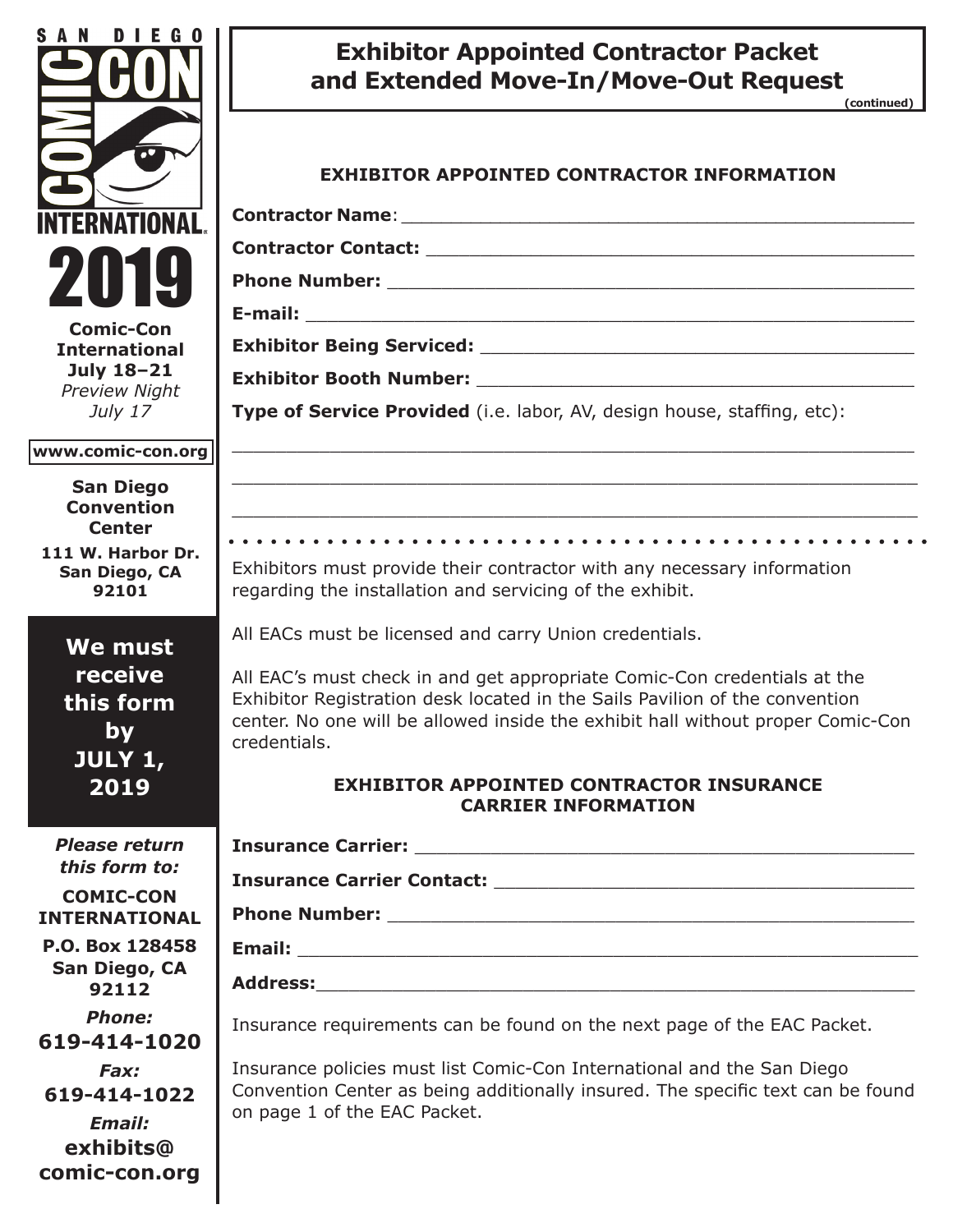# Exhibitor Appointed Contractor Packet and Extended Move-In/Move-Out Request

**(continued)**

**SAN DIEGO COMIC-CON INTERNATIONAL 2019**

**Comic-Con International**
**July 18–21**
*Preview Night*
*July 17*

**www.comic-con.org**

**San Diego Convention Center**
**111 W. Harbor Dr.**
**San Diego, CA 92101**

**We must receive this form by JULY 1, 2019**

***Please return this form to:***

**COMIC-CON INTERNATIONAL**
**P.O. Box 128458**
**San Diego, CA 92112**

***Phone:***
**619-414-1020**

***Fax:***
**619-414-1022**

***Email:***
**exhibits@comic-con.org**

## EXHIBITOR APPOINTED CONTRACTOR INFORMATION

**Contractor Name**: ______________________________________________

**Contractor Contact:** ______________________________________________

**Phone Number:** ______________________________________________

**E-mail:** ______________________________________________

**Exhibitor Being Serviced:** ______________________________________________

**Exhibitor Booth Number:** ______________________________________________

**Type of Service Provided** (i.e. labor, AV, design house, staffing, etc):

______________________________________________

______________________________________________

______________________________________________

Exhibitors must provide their contractor with any necessary information regarding the installation and servicing of the exhibit.

All EACs must be licensed and carry Union credentials.

All EAC's must check in and get appropriate Comic-Con credentials at the Exhibitor Registration desk located in the Sails Pavilion of the convention center. No one will be allowed inside the exhibit hall without proper Comic-Con credentials.

## EXHIBITOR APPOINTED CONTRACTOR INSURANCE CARRIER INFORMATION

**Insurance Carrier:** ______________________________________________

**Insurance Carrier Contact:** ______________________________________________

**Phone Number:** ______________________________________________

**Email:** ______________________________________________

**Address:**______________________________________________

Insurance requirements can be found on the next page of the EAC Packet.

Insurance policies must list Comic-Con International and the San Diego Convention Center as being additionally insured. The specific text can be found on page 1 of the EAC Packet.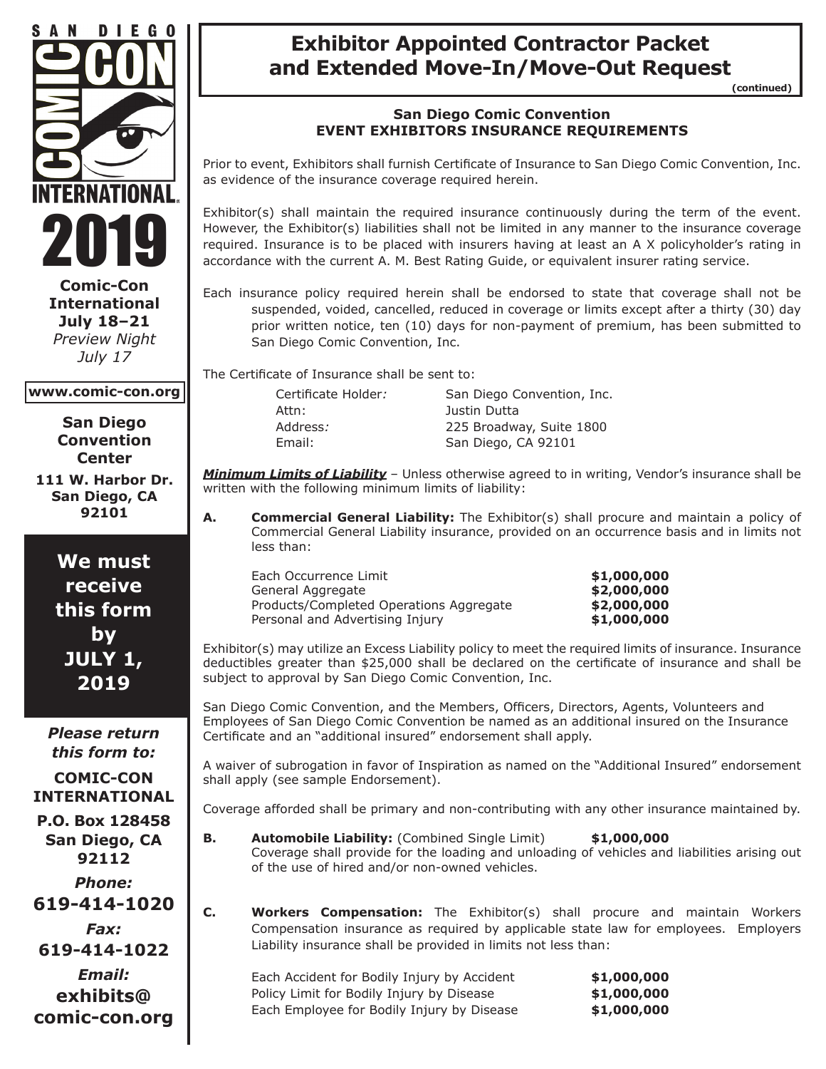# Exhibitor Appointed Contractor Packet and Extended Move-In/Move-Out Request

**(continued)**

SAN DIEGO COMIC-CON INTERNATIONAL 2019

**Comic-Con International**
**July 18–21**
*Preview Night*
*July 17*

**www.comic-con.org**

**San Diego Convention Center**
**111 W. Harbor Dr.**
**San Diego, CA 92101**

**We must receive this form by JULY 1, 2019**

***Please return this form to:***

**COMIC-CON INTERNATIONAL**
**P.O. Box 128458**
**San Diego, CA 92112**

***Phone:***
**619-414-1020**

***Fax:***
**619-414-1022**

***Email:***
**exhibits@comic-con.org**

## San Diego Comic Convention
## EVENT EXHIBITORS INSURANCE REQUIREMENTS

Prior to event, Exhibitors shall furnish Certificate of Insurance to San Diego Comic Convention, Inc. as evidence of the insurance coverage required herein.

Exhibitor(s) shall maintain the required insurance continuously during the term of the event. However, the Exhibitor(s) liabilities shall not be limited in any manner to the insurance coverage required. Insurance is to be placed with insurers having at least an A X policyholder's rating in accordance with the current A. M. Best Rating Guide, or equivalent insurer rating service.

Each insurance policy required herein shall be endorsed to state that coverage shall not be suspended, voided, cancelled, reduced in coverage or limits except after a thirty (30) day prior written notice, ten (10) days for non-payment of premium, has been submitted to San Diego Comic Convention, Inc.

The Certificate of Insurance shall be sent to:

| | |
|---|---|
| Certificate Holder*:* | San Diego Convention, Inc. |
| Attn: | Justin Dutta |
| Address*:* | 225 Broadway, Suite 1800 |
| Email: | San Diego, CA 92101 |

***Minimum Limits of Liability*** – Unless otherwise agreed to in writing, Vendor's insurance shall be written with the following minimum limits of liability:

**A. Commercial General Liability:** The Exhibitor(s) shall procure and maintain a policy of Commercial General Liability insurance, provided on an occurrence basis and in limits not less than:

| | |
|---|---|
| Each Occurrence Limit | **$1,000,000** |
| General Aggregate | **$2,000,000** |
| Products/Completed Operations Aggregate | **$2,000,000** |
| Personal and Advertising Injury | **$1,000,000** |

Exhibitor(s) may utilize an Excess Liability policy to meet the required limits of insurance. Insurance deductibles greater than $25,000 shall be declared on the certificate of insurance and shall be subject to approval by San Diego Comic Convention, Inc.

San Diego Comic Convention, and the Members, Officers, Directors, Agents, Volunteers and Employees of San Diego Comic Convention be named as an additional insured on the Insurance Certificate and an "additional insured" endorsement shall apply.

A waiver of subrogation in favor of Inspiration as named on the "Additional Insured" endorsement shall apply (see sample Endorsement).

Coverage afforded shall be primary and non-contributing with any other insurance maintained by.

**B. Automobile Liability:** (Combined Single Limit) **$1,000,000**
Coverage shall provide for the loading and unloading of vehicles and liabilities arising out of the use of hired and/or non-owned vehicles.

**C. Workers Compensation:** The Exhibitor(s) shall procure and maintain Workers Compensation insurance as required by applicable state law for employees. Employers Liability insurance shall be provided in limits not less than:

| | |
|---|---|
| Each Accident for Bodily Injury by Accident | **$1,000,000** |
| Policy Limit for Bodily Injury by Disease | **$1,000,000** |
| Each Employee for Bodily Injury by Disease | **$1,000,000** |